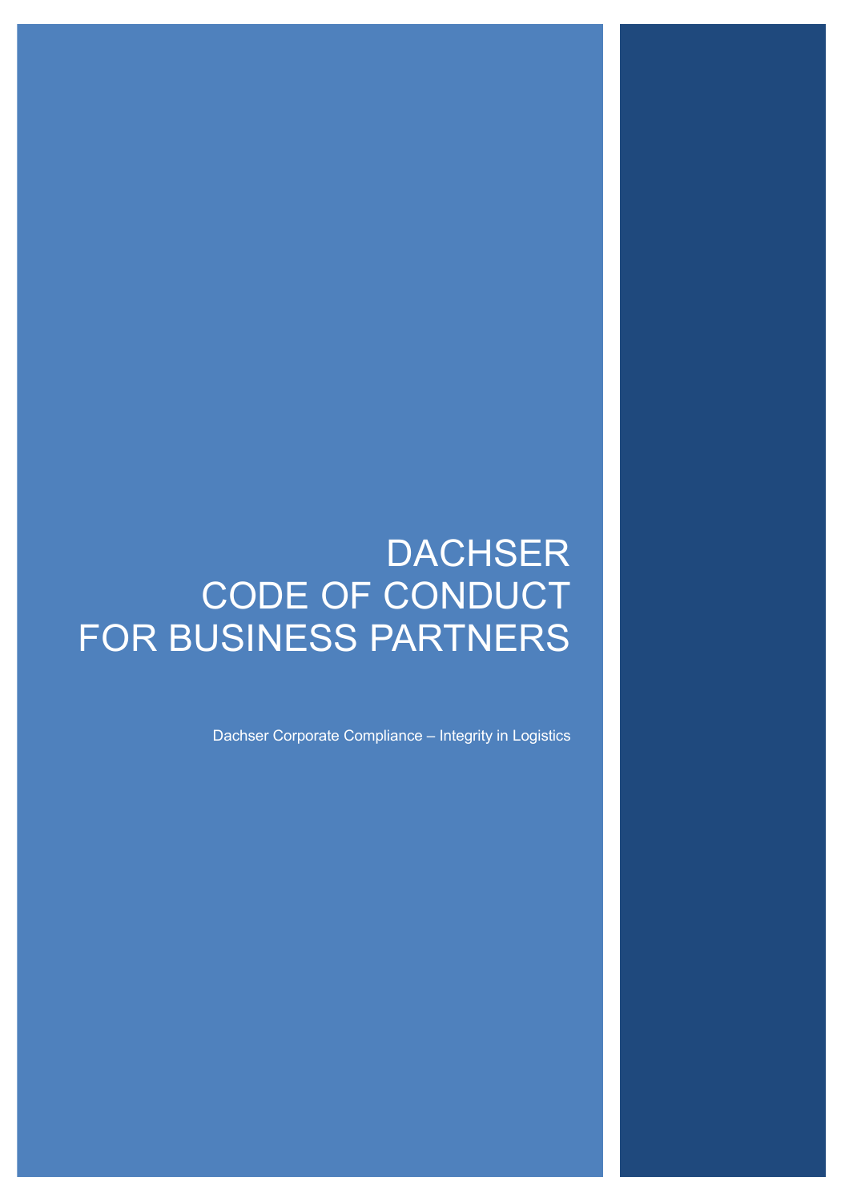# DACHSER CODE OF CONDUCT FOR BUSINESS PARTNERS

Dachser Corporate Compliance – Integrity in Logistics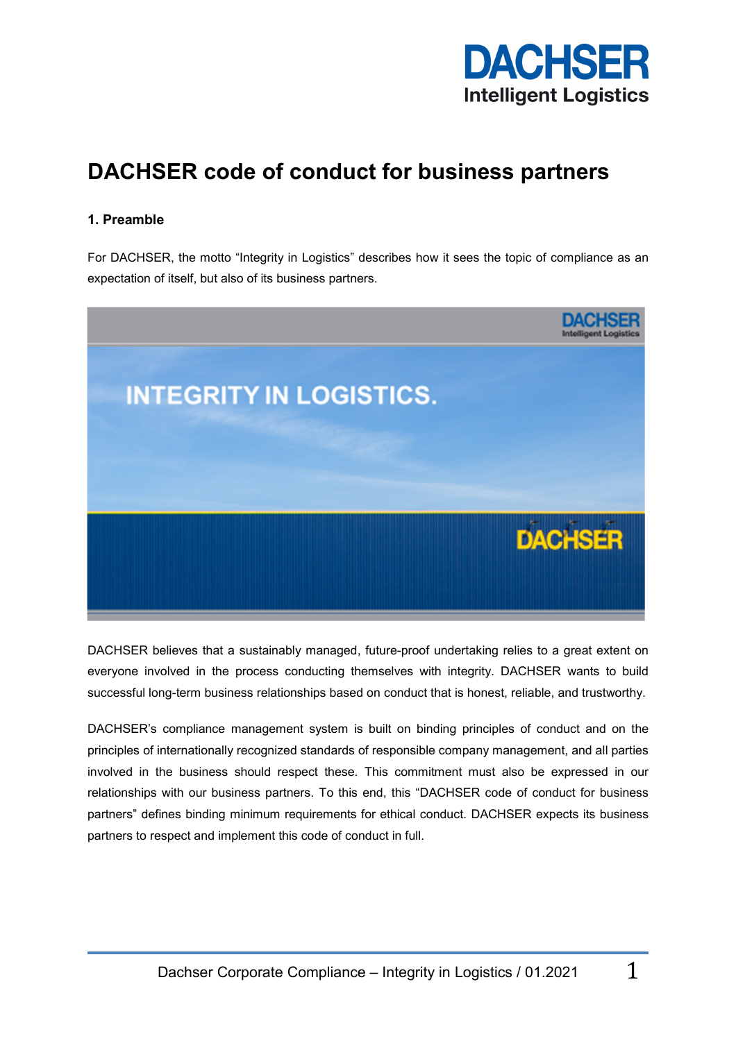# DACHSER code of conduct for business partners

## 1. Preamble

For DACHSER, the motto "Integrity in Logistics" describes how it sees the topic of compliance as an expectation of itself, but also of its business partners.

DACHSER believes that a sustainably managed, future-proof undertaking relies to a great extent on everyone involved in the process conducting themselves with integrity. DACHSER wants to build successful long-term business relationships based on conduct that is honest, reliable, and trustworthy.

DACHSER's compliance management system is built on binding principles of conduct and on the principles of internationally recognized standards of responsible company management, and all parties involved in the business should respect these. This commitment must also be expressed in our relationships with our business partners. To this end, this "DACHSER code of conduct for business partners" defines binding minimum requirements for ethical conduct. DACHSER expects its business partners to respect and implement this code of conduct in full.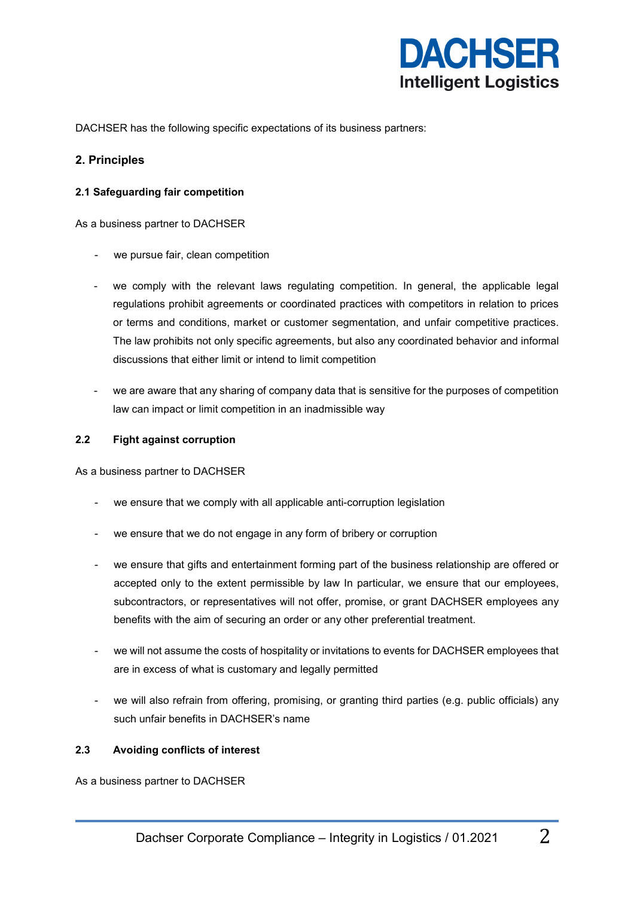DACHSER has the following specific expectations of its business partners:

## 2. Principles

### 2.1 Safeguarding fair competition

As a business partner to DACHSER

- we pursue fair, clean competition
- we comply with the relevant laws regulating competition. In general, the applicable legal regulations prohibit agreements or coordinated practices with competitors in relation to prices or terms and conditions, market or customer segmentation, and unfair competitive practices. The law prohibits not only specific agreements, but also any coordinated behavior and informal discussions that either limit or intend to limit competition
- we are aware that any sharing of company data that is sensitive for the purposes of competition law can impact or limit competition in an inadmissible way

### 2.2 Fight against corruption

As a business partner to DACHSER

- we ensure that we comply with all applicable anti-corruption legislation
- we ensure that we do not engage in any form of bribery or corruption
- we ensure that gifts and entertainment forming part of the business relationship are offered or accepted only to the extent permissible by law In particular, we ensure that our employees, subcontractors, or representatives will not offer, promise, or grant DACHSER employees any benefits with the aim of securing an order or any other preferential treatment.
- we will not assume the costs of hospitality or invitations to events for DACHSER employees that are in excess of what is customary and legally permitted
- we will also refrain from offering, promising, or granting third parties (e.g. public officials) any such unfair benefits in DACHSER's name

### 2.3 Avoiding conflicts of interest

As a business partner to DACHSER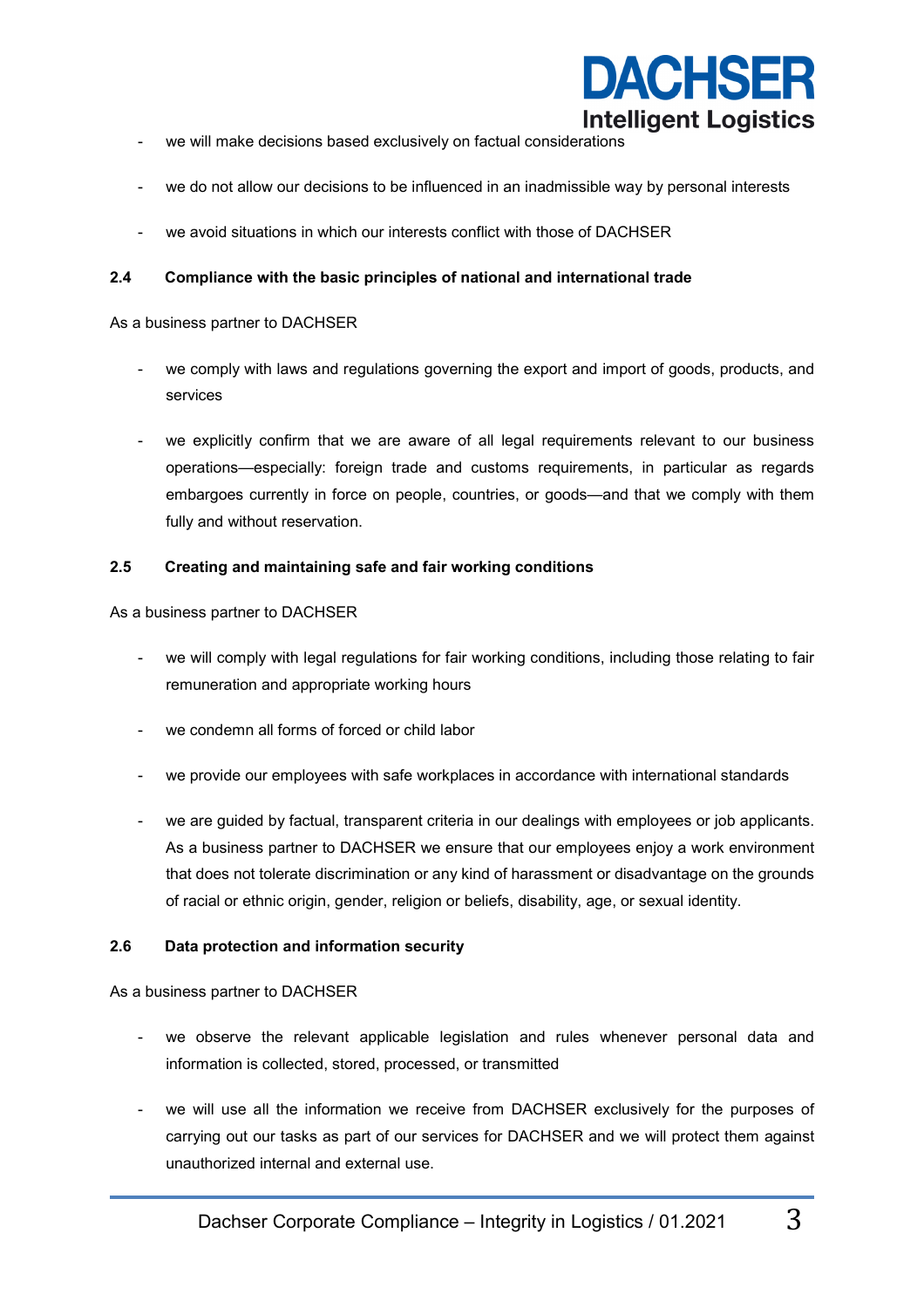- we will make decisions based exclusively on factual considerations
- we do not allow our decisions to be influenced in an inadmissible way by personal interests
- we avoid situations in which our interests conflict with those of DACHSER

**2.4 Compliance with the basic principles of national and international trade**

As a business partner to DACHSER

- we comply with laws and regulations governing the export and import of goods, products, and services
- we explicitly confirm that we are aware of all legal requirements relevant to our business operations—especially: foreign trade and customs requirements, in particular as regards embargoes currently in force on people, countries, or goods—and that we comply with them fully and without reservation.

**2.5 Creating and maintaining safe and fair working conditions**

As a business partner to DACHSER

- we will comply with legal regulations for fair working conditions, including those relating to fair remuneration and appropriate working hours
- we condemn all forms of forced or child labor
- we provide our employees with safe workplaces in accordance with international standards
- we are guided by factual, transparent criteria in our dealings with employees or job applicants. As a business partner to DACHSER we ensure that our employees enjoy a work environment that does not tolerate discrimination or any kind of harassment or disadvantage on the grounds of racial or ethnic origin, gender, religion or beliefs, disability, age, or sexual identity.

**2.6 Data protection and information security**

As a business partner to DACHSER

- we observe the relevant applicable legislation and rules whenever personal data and information is collected, stored, processed, or transmitted
- we will use all the information we receive from DACHSER exclusively for the purposes of carrying out our tasks as part of our services for DACHSER and we will protect them against unauthorized internal and external use.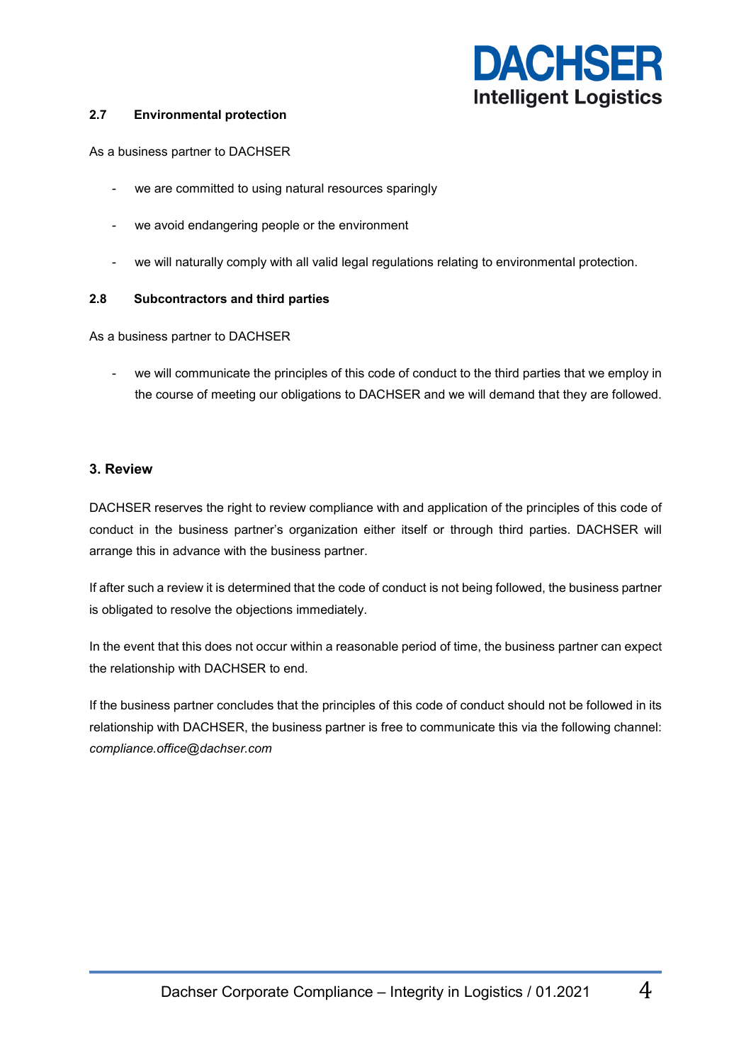### 2.7 Environmental protection

As a business partner to DACHSER

- we are committed to using natural resources sparingly
- we avoid endangering people or the environment
- we will naturally comply with all valid legal regulations relating to environmental protection.

### 2.8 Subcontractors and third parties

As a business partner to DACHSER

- we will communicate the principles of this code of conduct to the third parties that we employ in the course of meeting our obligations to DACHSER and we will demand that they are followed.

## 3. Review

DACHSER reserves the right to review compliance with and application of the principles of this code of conduct in the business partner's organization either itself or through third parties. DACHSER will arrange this in advance with the business partner.

If after such a review it is determined that the code of conduct is not being followed, the business partner is obligated to resolve the objections immediately.

In the event that this does not occur within a reasonable period of time, the business partner can expect the relationship with DACHSER to end.

If the business partner concludes that the principles of this code of conduct should not be followed in its relationship with DACHSER, the business partner is free to communicate this via the following channel: *compliance.office@dachser.com*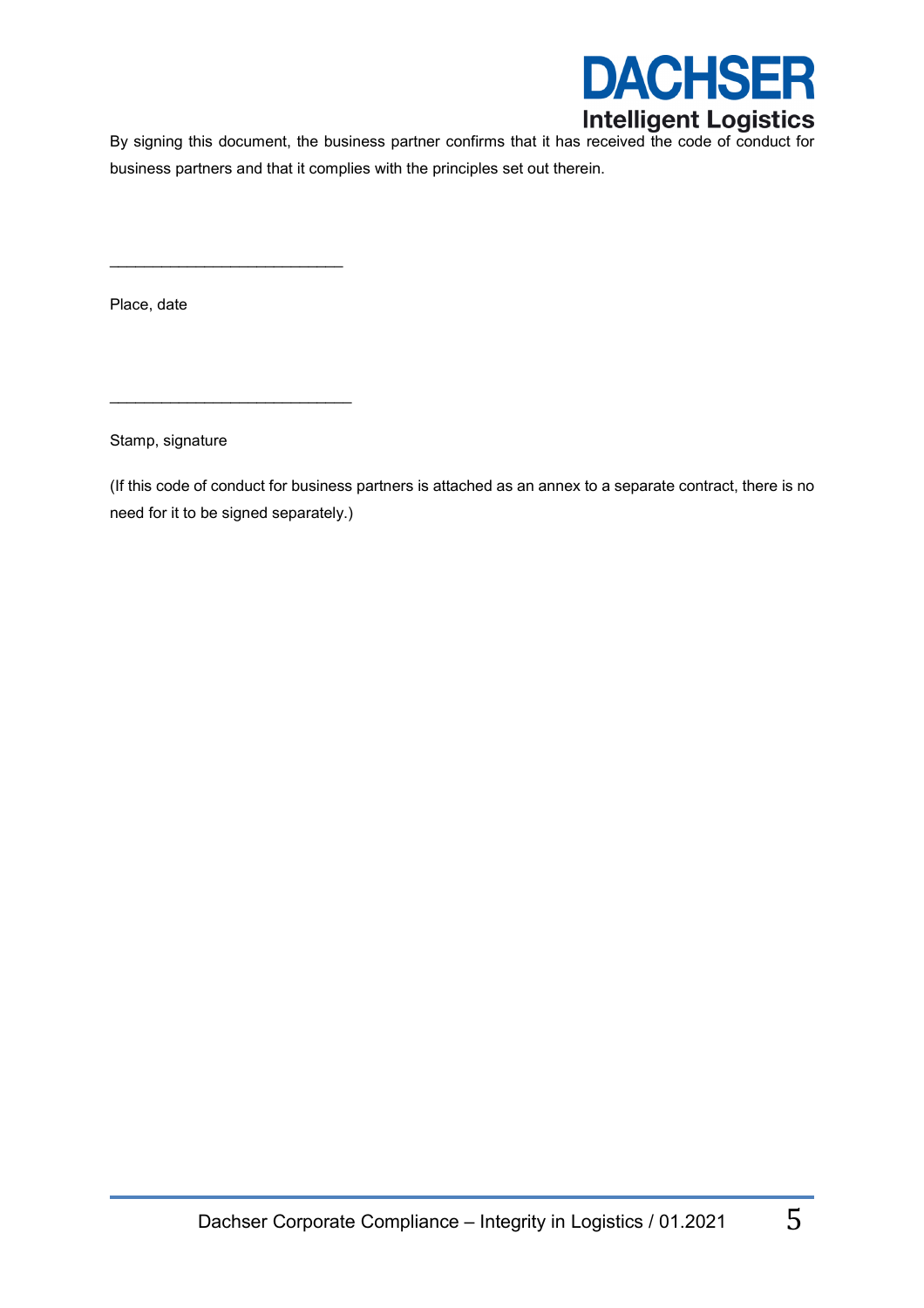By signing this document, the business partner confirms that it has received the code of conduct for business partners and that it complies with the principles set out therein.

___________________________

Place, date

____________________________

Stamp, signature

(If this code of conduct for business partners is attached as an annex to a separate contract, there is no need for it to be signed separately.)